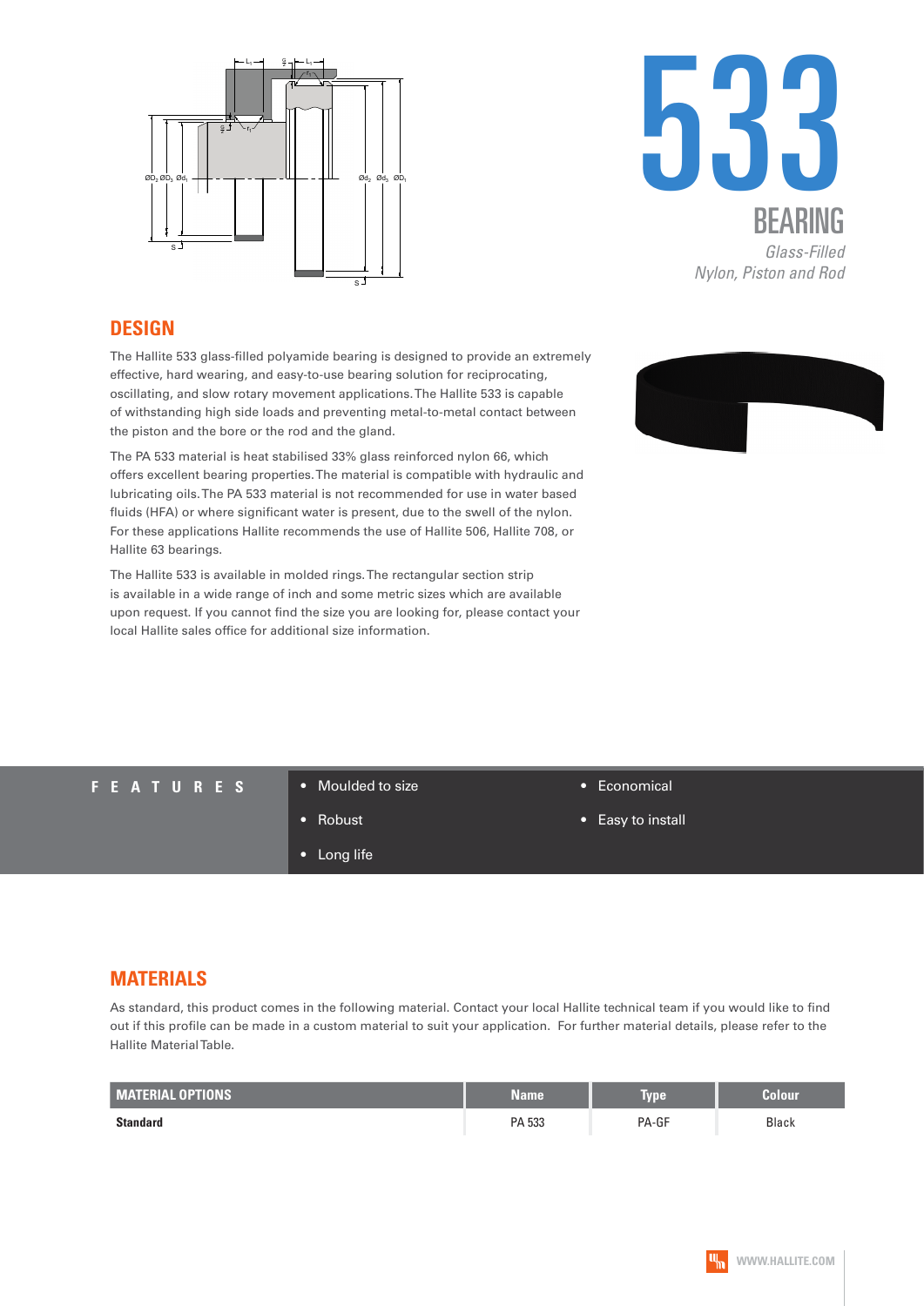# 533

## BEARING

*Glass-Filled*
*Nylon, Piston and Rod*

## DESIGN

The Hallite 533 glass-filled polyamide bearing is designed to provide an extremely effective, hard wearing, and easy-to-use bearing solution for reciprocating, oscillating, and slow rotary movement applications. The Hallite 533 is capable of withstanding high side loads and preventing metal-to-metal contact between the piston and the bore or the rod and the gland.

The PA 533 material is heat stabilised 33% glass reinforced nylon 66, which offers excellent bearing properties. The material is compatible with hydraulic and lubricating oils. The PA 533 material is not recommended for use in water based fluids (HFA) or where significant water is present, due to the swell of the nylon. For these applications Hallite recommends the use of Hallite 506, Hallite 708, or Hallite 63 bearings.

The Hallite 533 is available in molded rings. The rectangular section strip is available in a wide range of inch and some metric sizes which are available upon request. If you cannot find the size you are looking for, please contact your local Hallite sales office for additional size information.

## FEATURES

- Moulded to size
- Robust
- Long life
- Economical
- Easy to install

## MATERIALS

As standard, this product comes in the following material. Contact your local Hallite technical team if you would like to find out if this profile can be made in a custom material to suit your application. For further material details, please refer to the Hallite Material Table.

| MATERIAL OPTIONS | Name | Type | Colour |
|---|---|---|---|
| **Standard** | PA 533 | PA-GF | Black |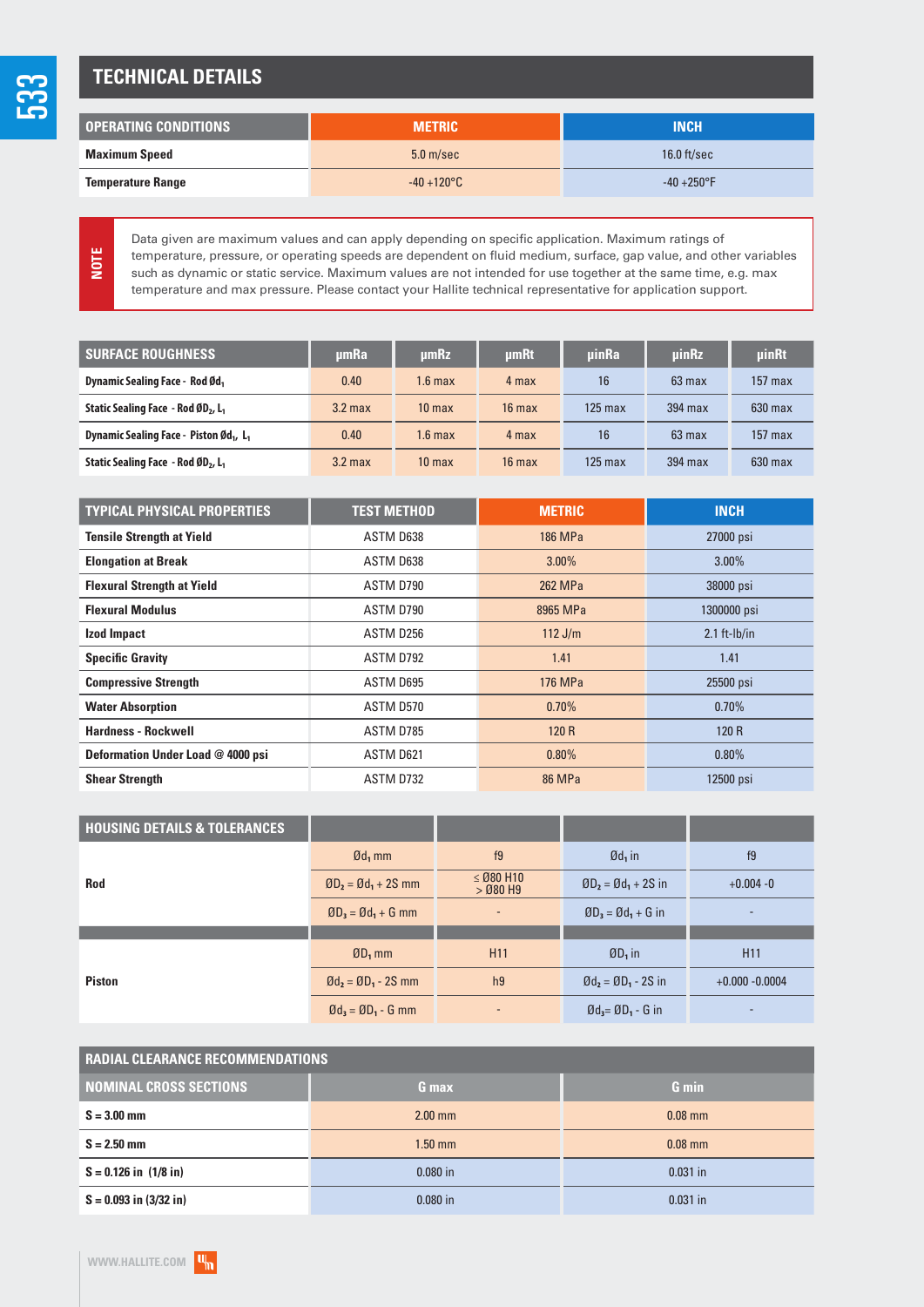## TECHNICAL DETAILS

| OPERATING CONDITIONS | METRIC | INCH |
|---|---|---|
| **Maximum Speed** | 5.0 m/sec | 16.0 ft/sec |
| **Temperature Range** | -40 +120°C | -40 +250°F |

**NOTE**

Data given are maximum values and can apply depending on specific application. Maximum ratings of temperature, pressure, or operating speeds are dependent on fluid medium, surface, gap value, and other variables such as dynamic or static service. Maximum values are not intended for use together at the same time, e.g. max temperature and max pressure. Please contact your Hallite technical representative for application support.

| SURFACE ROUGHNESS | μmRa | μmRz | μmRt | μinRa | μinRz | μinRt |
|---|---|---|---|---|---|---|
| **Dynamic Sealing Face - Rod $Ød_1$** | 0.40 | 1.6 max | 4 max | 16 | 63 max | 157 max |
| **Static Sealing Face - Rod $ØD_2$, $L_1$** | 3.2 max | 10 max | 16 max | 125 max | 394 max | 630 max |
| **Dynamic Sealing Face - Piston $Ød_1$, $L_1$** | 0.40 | 1.6 max | 4 max | 16 | 63 max | 157 max |
| **Static Sealing Face - Rod $ØD_2$, $L_1$** | 3.2 max | 10 max | 16 max | 125 max | 394 max | 630 max |

| TYPICAL PHYSICAL PROPERTIES | TEST METHOD | METRIC | INCH |
|---|---|---|---|
| **Tensile Strength at Yield** | ASTM D638 | 186 MPa | 27000 psi |
| **Elongation at Break** | ASTM D638 | 3.00% | 3.00% |
| **Flexural Strength at Yield** | ASTM D790 | 262 MPa | 38000 psi |
| **Flexural Modulus** | ASTM D790 | 8965 MPa | 1300000 psi |
| **Izod Impact** | ASTM D256 | 112 J/m | 2.1 ft-lb/in |
| **Specific Gravity** | ASTM D792 | 1.41 | 1.41 |
| **Compressive Strength** | ASTM D695 | 176 MPa | 25500 psi |
| **Water Absorption** | ASTM D570 | 0.70% | 0.70% |
| **Hardness - Rockwell** | ASTM D785 | 120 R | 120 R |
| **Deformation Under Load @ 4000 psi** | ASTM D621 | 0.80% | 0.80% |
| **Shear Strength** | ASTM D732 | 86 MPa | 12500 psi |

| HOUSING DETAILS & TOLERANCES | | | | |
|---|---|---|---|---|
| **Rod** | $Ød_1$ mm | f9 | $Ød_1$ in | f9 |
| | $ØD_2 = Ød_1 + 2S$ mm | ≤ Ø80 H10 > Ø80 H9 | $ØD_2 = Ød_1 + 2S$ in | +0.004 -0 |
| | $ØD_3 = Ød_1 + G$ mm | - | $ØD_3 = Ød_1 + G$ in | - |
| **Piston** | $ØD_1$ mm | H11 | $ØD_1$ in | H11 |
| | $Ød_2 = ØD_1 - 2S$ mm | h9 | $Ød_2 = ØD_1 - 2S$ in | +0.000 -0.0004 |
| | $Ød_3 = ØD_1 - G$ mm | - | $Ød_3 = ØD_1 - G$ in | - |

**RADIAL CLEARANCE RECOMMENDATIONS**

| NOMINAL CROSS SECTIONS | G max | G min |
|---|---|---|
| **S = 3.00 mm** | 2.00 mm | 0.08 mm |
| **S = 2.50 mm** | 1.50 mm | 0.08 mm |
| **S = 0.126 in (1/8 in)** | 0.080 in | 0.031 in |
| **S = 0.093 in (3/32 in)** | 0.080 in | 0.031 in |